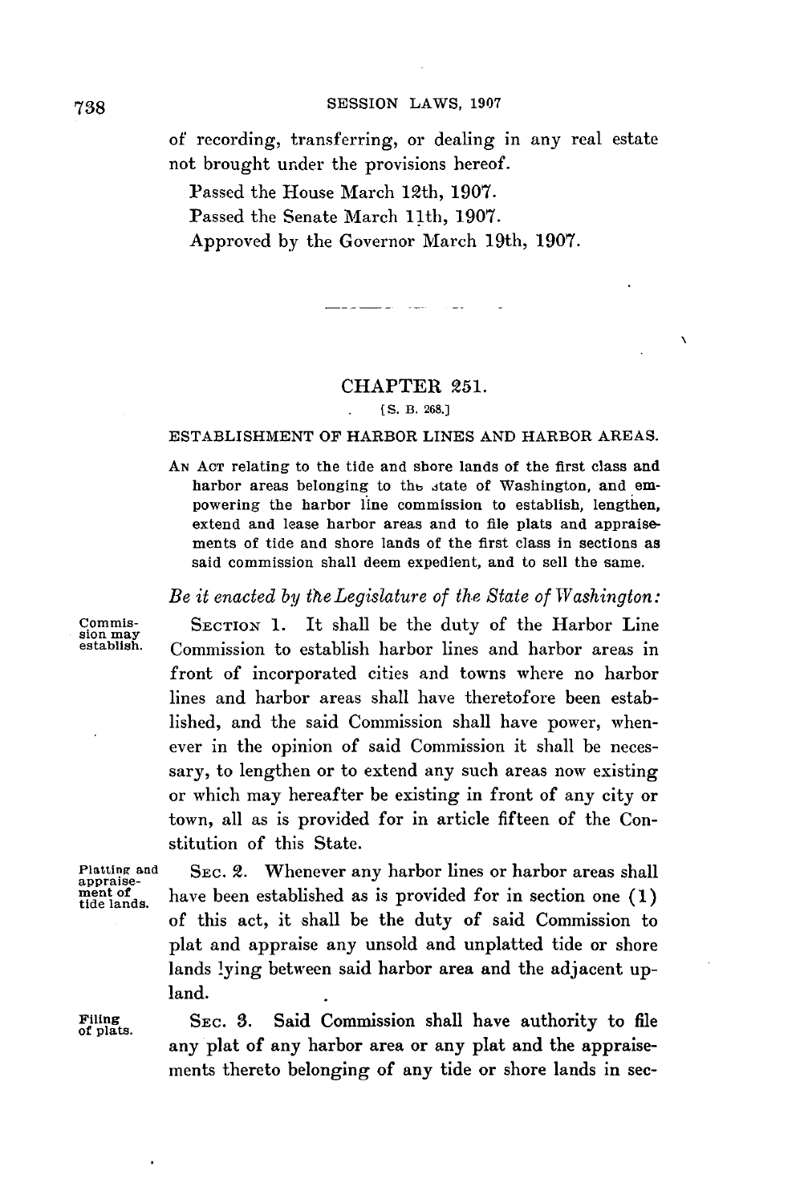of recording, transferring, or dealing in any real estate not brought under the provisions hereof.

Passed the House March 12th, 1907.

Passed the Senate March 11th, 1907.

Approved by the Governor March 19th, 1907.

## CHAPTER 251.

[S. B. 268.]

### ESTABLISHMENT OF HARBOR LINES AND HARBOR AREAS.

AN ACT relating to the tide and shore lands of the first class and harbor areas belonging to the state of Washington, and empowering the harbor line commission to establish, lengthen, extend and lease harbor areas and to file plats and appraisements of tide and shore lands of the first class in sections as said commission shall deem expedient, and to sell the same.

*Be it enacted by the Legislature of the State of Washington:*

Commission may establish.

SECTION 1. It shall be the duty of the Harbor Line Commission to establish harbor lines and harbor areas in front of incorporated cities and towns where no harbor lines and harbor areas shall have theretofore been established, and the said Commission shall have power, whenever in the opinion of said Commission it shall be necessary, to lengthen or to extend any such areas now existing or which may hereafter be existing in front of any city or town, all as is provided for in article fifteen of the Constitution of this State.

Platting and appraisement of tide lands.

SEC. 2. Whenever any harbor lines or harbor areas shall have been established as is provided for in section one (1) of this act, it shall be the duty of said Commission to plat and appraise any unsold and unplatted tide or shore lands lying between said harbor area and the adjacent upland.

Filing of plats.

SEC. 3. Said Commission shall have authority to file any plat of any harbor area or any plat and the appraisements thereto belonging of any tide or shore lands in sec-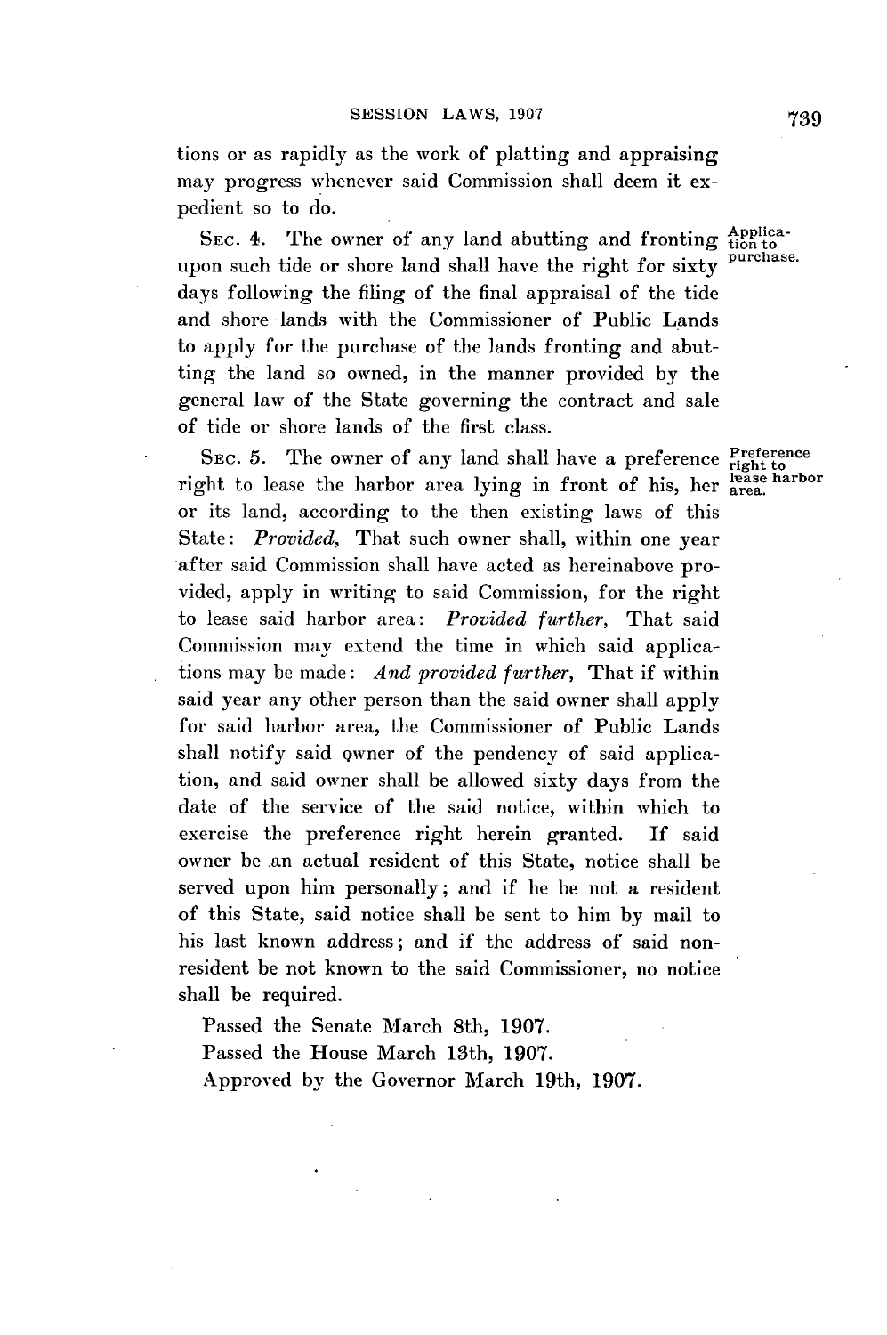tions or as rapidly as the work of platting and appraising may progress whenever said Commission shall deem it expedient so to do.

SEC. 4. The owner of any land abutting and fronting upon such tide or shore land shall have the right for sixty days following the filing of the final appraisal of the tide and shore lands with the Commissioner of Public Lands to apply for the purchase of the lands fronting and abutting the land so owned, in the manner provided by the general law of the State governing the contract and sale of tide or shore lands of the first class.

Application to purchase.

SEC. 5. The owner of any land shall have a preference right to lease the harbor area lying in front of his, her or its land, according to the then existing laws of this State: *Provided*, That such owner shall, within one year after said Commission shall have acted as hereinabove provided, apply in writing to said Commission, for the right to lease said harbor area: *Provided further*, That said Commission may extend the time in which said applications may be made: *And provided further*, That if within said year any other person than the said owner shall apply for said harbor area, the Commissioner of Public Lands shall notify said owner of the pendency of said application, and said owner shall be allowed sixty days from the date of the service of the said notice, within which to exercise the preference right herein granted. If said owner be an actual resident of this State, notice shall be served upon him personally; and if he be not a resident of this State, said notice shall be sent to him by mail to his last known address; and if the address of said non-resident be not known to the said Commissioner, no notice shall be required.

Preference right to lease harbor area.

Passed the Senate March 8th, 1907.

Passed the House March 13th, 1907.

Approved by the Governor March 19th, 1907.